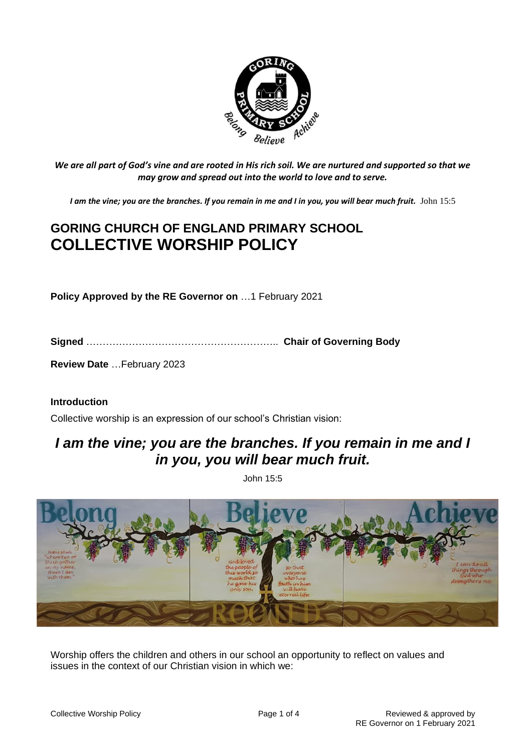*We are all part of God's vine and are rooted in His rich soil. We are nurtured and supported so that we may grow and spread out into the world to love and to serve.*

***I am the vine; you are the branches. If you remain in me and I in you, you will bear much fruit.*** John 15:5

# GORING CHURCH OF ENGLAND PRIMARY SCHOOL
# COLLECTIVE WORSHIP POLICY

**Policy Approved by the RE Governor on** …1 February 2021

**Signed** ………………………………………………….. **Chair of Governing Body**

**Review Date** …February 2023

**Introduction**

Collective worship is an expression of our school's Christian vision:

## *I am the vine; you are the branches. If you remain in me and I in you, you will bear much fruit.*

John 15:5

Worship offers the children and others in our school an opportunity to reflect on values and issues in the context of our Christian vision in which we: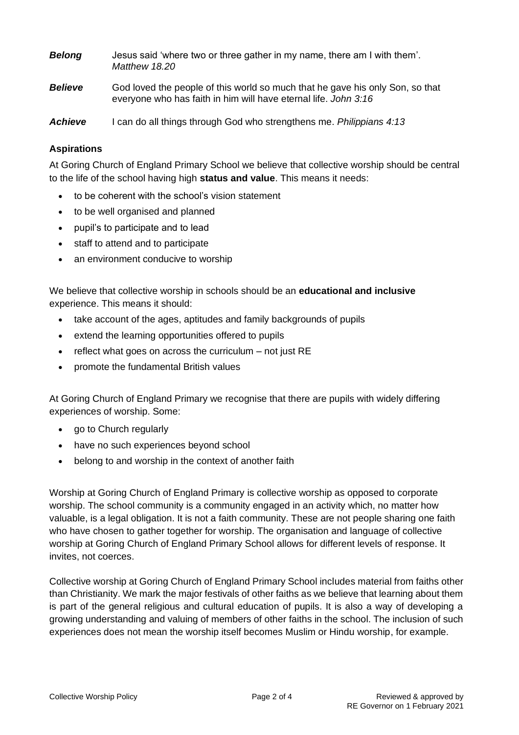| | |
|---|---|
| ***Belong*** | Jesus said 'where two or three gather in my name, there am I with them'. *Matthew 18.20* |
| ***Believe*** | God loved the people of this world so much that he gave his only Son, so that everyone who has faith in him will have eternal life. *John 3:16* |
| ***Achieve*** | I can do all things through God who strengthens me. *Philippians 4:13* |

**Aspirations**

At Goring Church of England Primary School we believe that collective worship should be central to the life of the school having high **status and value**. This means it needs:

- to be coherent with the school's vision statement
- to be well organised and planned
- pupil's to participate and to lead
- staff to attend and to participate
- an environment conducive to worship

We believe that collective worship in schools should be an **educational and inclusive** experience. This means it should:

- take account of the ages, aptitudes and family backgrounds of pupils
- extend the learning opportunities offered to pupils
- reflect what goes on across the curriculum – not just RE
- promote the fundamental British values

At Goring Church of England Primary we recognise that there are pupils with widely differing experiences of worship. Some:

- go to Church regularly
- have no such experiences beyond school
- belong to and worship in the context of another faith

Worship at Goring Church of England Primary is collective worship as opposed to corporate worship. The school community is a community engaged in an activity which, no matter how valuable, is a legal obligation. It is not a faith community. These are not people sharing one faith who have chosen to gather together for worship. The organisation and language of collective worship at Goring Church of England Primary School allows for different levels of response. It invites, not coerces.

Collective worship at Goring Church of England Primary School includes material from faiths other than Christianity. We mark the major festivals of other faiths as we believe that learning about them is part of the general religious and cultural education of pupils. It is also a way of developing a growing understanding and valuing of members of other faiths in the school. The inclusion of such experiences does not mean the worship itself becomes Muslim or Hindu worship, for example.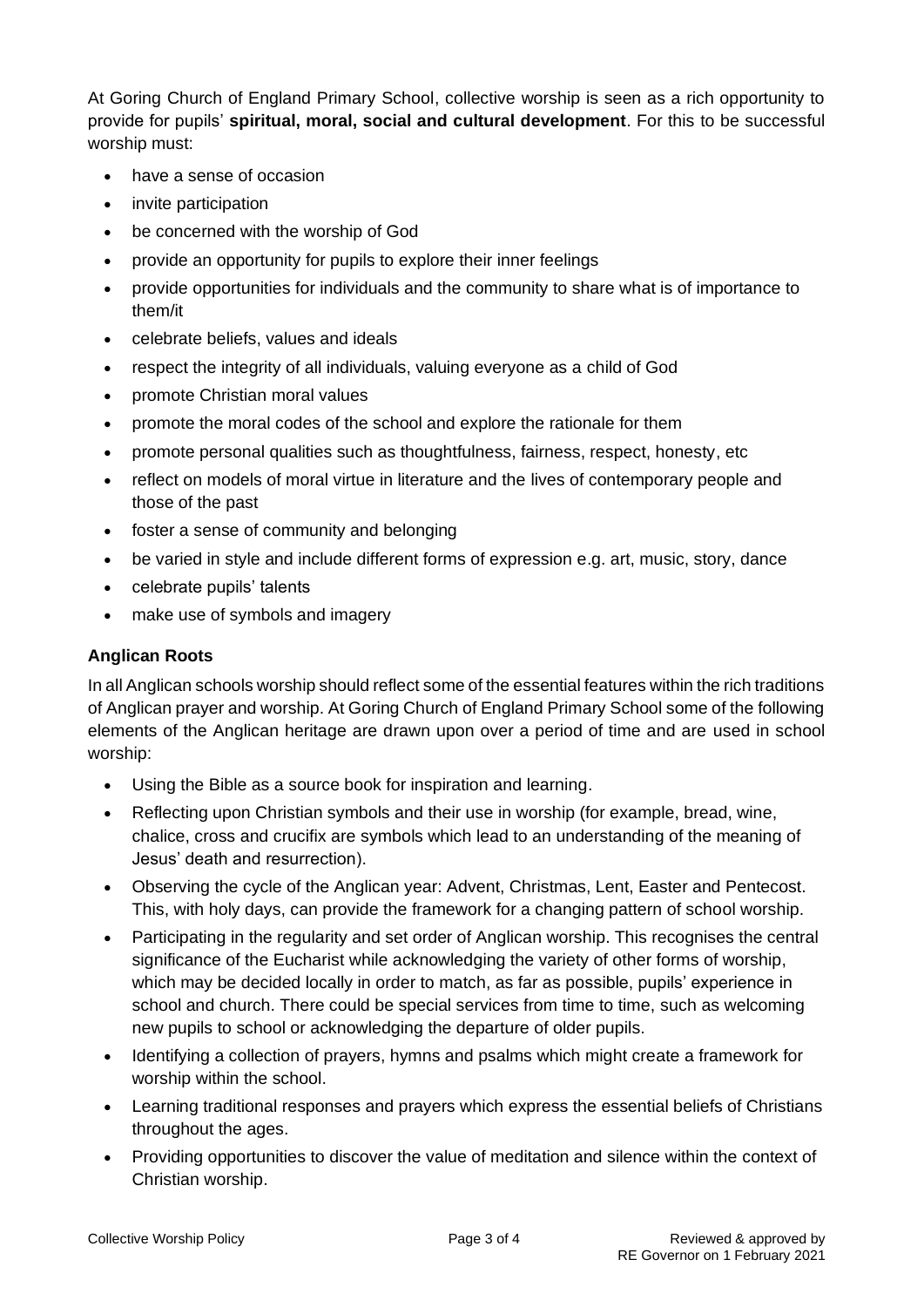At Goring Church of England Primary School, collective worship is seen as a rich opportunity to provide for pupils' **spiritual, moral, social and cultural development**. For this to be successful worship must:

- have a sense of occasion
- invite participation
- be concerned with the worship of God
- provide an opportunity for pupils to explore their inner feelings
- provide opportunities for individuals and the community to share what is of importance to them/it
- celebrate beliefs, values and ideals
- respect the integrity of all individuals, valuing everyone as a child of God
- promote Christian moral values
- promote the moral codes of the school and explore the rationale for them
- promote personal qualities such as thoughtfulness, fairness, respect, honesty, etc
- reflect on models of moral virtue in literature and the lives of contemporary people and those of the past
- foster a sense of community and belonging
- be varied in style and include different forms of expression e.g. art, music, story, dance
- celebrate pupils' talents
- make use of symbols and imagery

**Anglican Roots**

In all Anglican schools worship should reflect some of the essential features within the rich traditions of Anglican prayer and worship. At Goring Church of England Primary School some of the following elements of the Anglican heritage are drawn upon over a period of time and are used in school worship:

- Using the Bible as a source book for inspiration and learning.
- Reflecting upon Christian symbols and their use in worship (for example, bread, wine, chalice, cross and crucifix are symbols which lead to an understanding of the meaning of Jesus' death and resurrection).
- Observing the cycle of the Anglican year: Advent, Christmas, Lent, Easter and Pentecost. This, with holy days, can provide the framework for a changing pattern of school worship.
- Participating in the regularity and set order of Anglican worship. This recognises the central significance of the Eucharist while acknowledging the variety of other forms of worship, which may be decided locally in order to match, as far as possible, pupils' experience in school and church. There could be special services from time to time, such as welcoming new pupils to school or acknowledging the departure of older pupils.
- Identifying a collection of prayers, hymns and psalms which might create a framework for worship within the school.
- Learning traditional responses and prayers which express the essential beliefs of Christians throughout the ages.
- Providing opportunities to discover the value of meditation and silence within the context of Christian worship.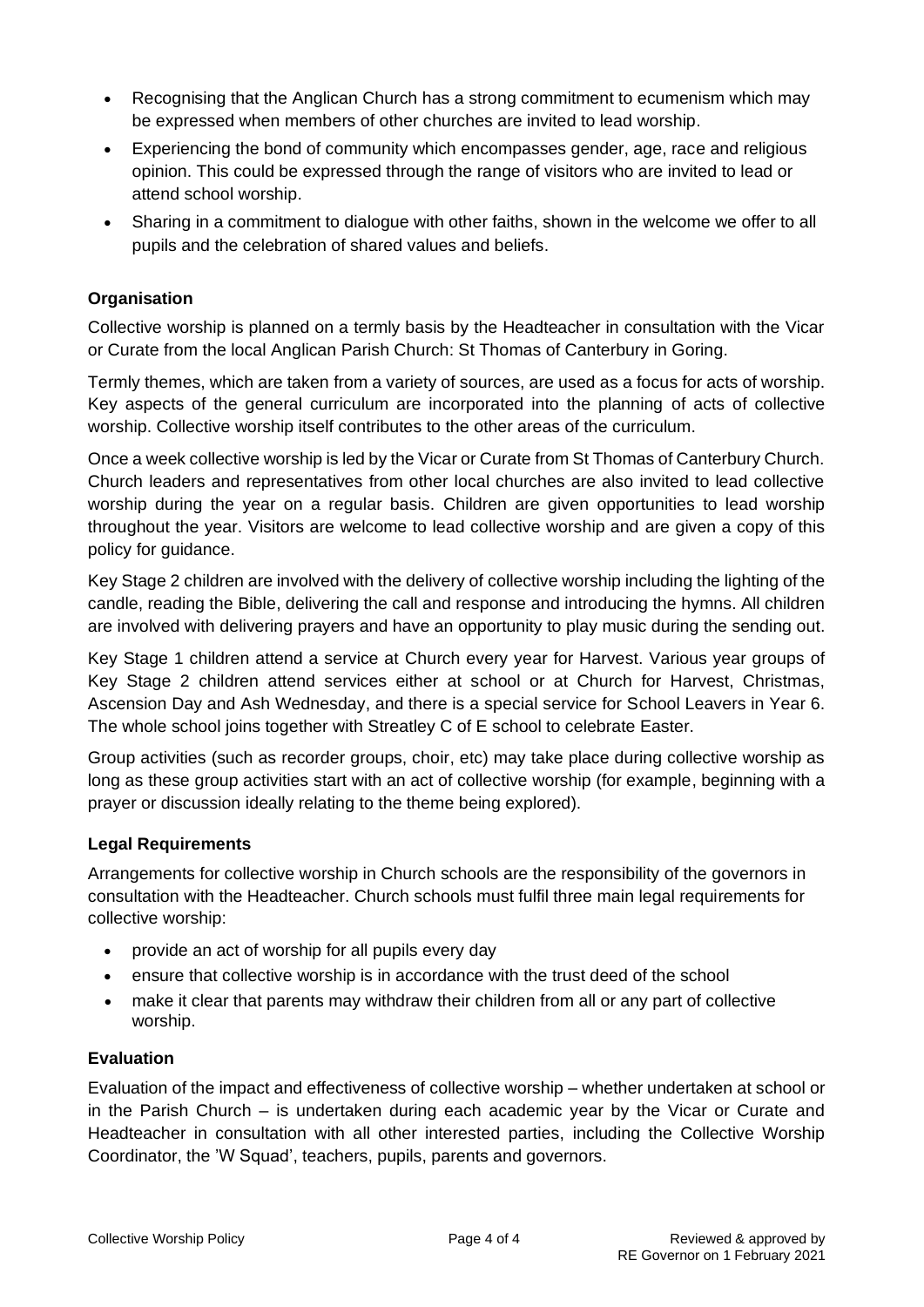- Recognising that the Anglican Church has a strong commitment to ecumenism which may be expressed when members of other churches are invited to lead worship.
- Experiencing the bond of community which encompasses gender, age, race and religious opinion. This could be expressed through the range of visitors who are invited to lead or attend school worship.
- Sharing in a commitment to dialogue with other faiths, shown in the welcome we offer to all pupils and the celebration of shared values and beliefs.

**Organisation**

Collective worship is planned on a termly basis by the Headteacher in consultation with the Vicar or Curate from the local Anglican Parish Church: St Thomas of Canterbury in Goring.

Termly themes, which are taken from a variety of sources, are used as a focus for acts of worship. Key aspects of the general curriculum are incorporated into the planning of acts of collective worship. Collective worship itself contributes to the other areas of the curriculum.

Once a week collective worship is led by the Vicar or Curate from St Thomas of Canterbury Church. Church leaders and representatives from other local churches are also invited to lead collective worship during the year on a regular basis. Children are given opportunities to lead worship throughout the year. Visitors are welcome to lead collective worship and are given a copy of this policy for guidance.

Key Stage 2 children are involved with the delivery of collective worship including the lighting of the candle, reading the Bible, delivering the call and response and introducing the hymns. All children are involved with delivering prayers and have an opportunity to play music during the sending out.

Key Stage 1 children attend a service at Church every year for Harvest. Various year groups of Key Stage 2 children attend services either at school or at Church for Harvest, Christmas, Ascension Day and Ash Wednesday, and there is a special service for School Leavers in Year 6. The whole school joins together with Streatley C of E school to celebrate Easter.

Group activities (such as recorder groups, choir, etc) may take place during collective worship as long as these group activities start with an act of collective worship (for example, beginning with a prayer or discussion ideally relating to the theme being explored).

**Legal Requirements**

Arrangements for collective worship in Church schools are the responsibility of the governors in consultation with the Headteacher. Church schools must fulfil three main legal requirements for collective worship:

- provide an act of worship for all pupils every day
- ensure that collective worship is in accordance with the trust deed of the school
- make it clear that parents may withdraw their children from all or any part of collective worship.

**Evaluation**

Evaluation of the impact and effectiveness of collective worship – whether undertaken at school or in the Parish Church – is undertaken during each academic year by the Vicar or Curate and Headteacher in consultation with all other interested parties, including the Collective Worship Coordinator, the 'W Squad', teachers, pupils, parents and governors.